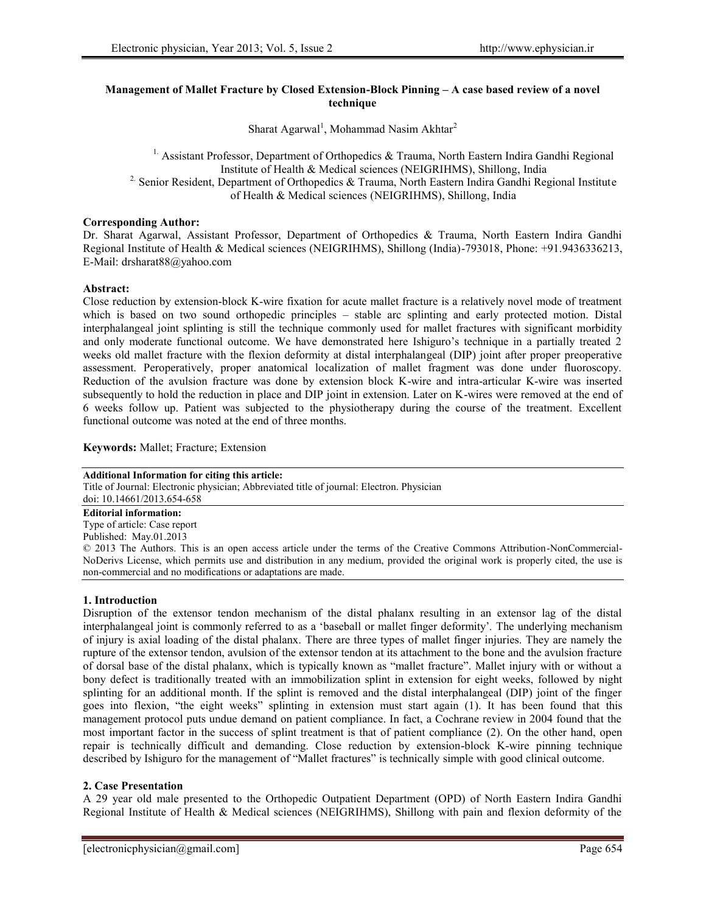# Management of Mallet Fracture by Closed Extension-Block Pinning – A case based review of a novel technique

Sharat Agarwal[1], Mohammad Nasim Akhtar[2]

[1] Assistant Professor, Department of Orthopedics & Trauma, North Eastern Indira Gandhi Regional Institute of Health & Medical sciences (NEIGRIHMS), Shillong, India

[2] Senior Resident, Department of Orthopedics & Trauma, North Eastern Indira Gandhi Regional Institute of Health & Medical sciences (NEIGRIHMS), Shillong, India

**Corresponding Author:**
Dr. Sharat Agarwal, Assistant Professor, Department of Orthopedics & Trauma, North Eastern Indira Gandhi Regional Institute of Health & Medical sciences (NEIGRIHMS), Shillong (India)-793018, Phone: +91.9436336213, E-Mail: drsharat88@yahoo.com

**Abstract:**
Close reduction by extension-block K-wire fixation for acute mallet fracture is a relatively novel mode of treatment which is based on two sound orthopedic principles – stable arc splinting and early protected motion. Distal interphalangeal joint splinting is still the technique commonly used for mallet fractures with significant morbidity and only moderate functional outcome. We have demonstrated here Ishiguro's technique in a partially treated 2 weeks old mallet fracture with the flexion deformity at distal interphalangeal (DIP) joint after proper preoperative assessment. Peroperatively, proper anatomical localization of mallet fragment was done under fluoroscopy. Reduction of the avulsion fracture was done by extension block K-wire and intra-articular K-wire was inserted subsequently to hold the reduction in place and DIP joint in extension. Later on K-wires were removed at the end of 6 weeks follow up. Patient was subjected to the physiotherapy during the course of the treatment. Excellent functional outcome was noted at the end of three months.

**Keywords:** Mallet; Fracture; Extension

**Additional Information for citing this article:**
Title of Journal: Electronic physician; Abbreviated title of journal: Electron. Physician
doi: 10.14661/2013.654-658

**Editorial information:**
Type of article: Case report
Published: May.01.2013
© 2013 The Authors. This is an open access article under the terms of the Creative Commons Attribution-NonCommercial-NoDerivs License, which permits use and distribution in any medium, provided the original work is properly cited, the use is non-commercial and no modifications or adaptations are made.

## 1. Introduction

Disruption of the extensor tendon mechanism of the distal phalanx resulting in an extensor lag of the distal interphalangeal joint is commonly referred to as a 'baseball or mallet finger deformity'. The underlying mechanism of injury is axial loading of the distal phalanx. There are three types of mallet finger injuries. They are namely the rupture of the extensor tendon, avulsion of the extensor tendon at its attachment to the bone and the avulsion fracture of dorsal base of the distal phalanx, which is typically known as "mallet fracture". Mallet injury with or without a bony defect is traditionally treated with an immobilization splint in extension for eight weeks, followed by night splinting for an additional month. If the splint is removed and the distal interphalangeal (DIP) joint of the finger goes into flexion, "the eight weeks" splinting in extension must start again (1). It has been found that this management protocol puts undue demand on patient compliance. In fact, a Cochrane review in 2004 found that the most important factor in the success of splint treatment is that of patient compliance (2). On the other hand, open repair is technically difficult and demanding. Close reduction by extension-block K-wire pinning technique described by Ishiguro for the management of "Mallet fractures" is technically simple with good clinical outcome.

## 2. Case Presentation

A 29 year old male presented to the Orthopedic Outpatient Department (OPD) of North Eastern Indira Gandhi Regional Institute of Health & Medical sciences (NEIGRIHMS), Shillong with pain and flexion deformity of the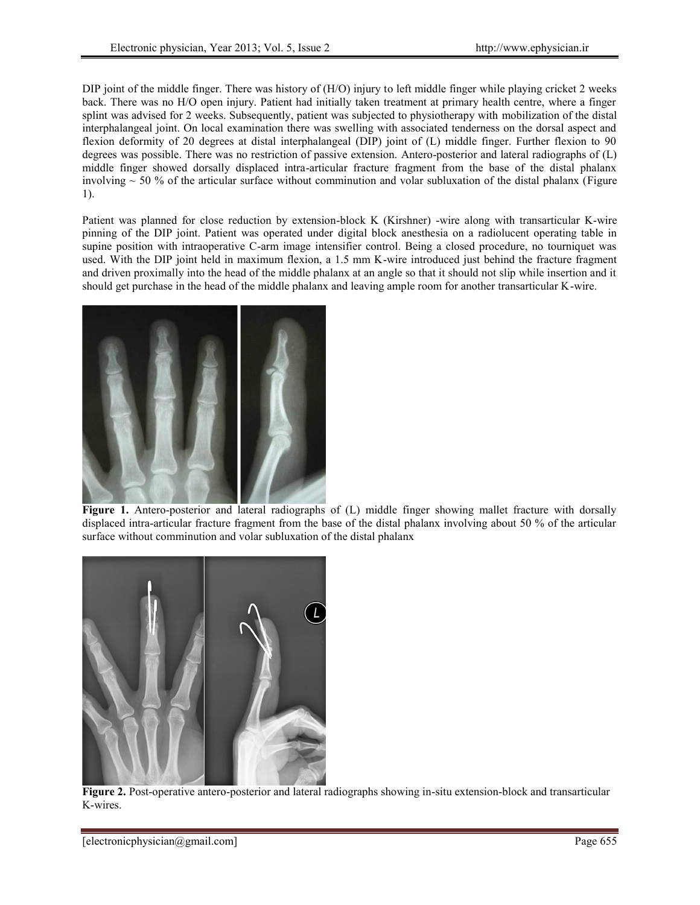DIP joint of the middle finger. There was history of (H/O) injury to left middle finger while playing cricket 2 weeks back. There was no H/O open injury. Patient had initially taken treatment at primary health centre, where a finger splint was advised for 2 weeks. Subsequently, patient was subjected to physiotherapy with mobilization of the distal interphalangeal joint. On local examination there was swelling with associated tenderness on the dorsal aspect and flexion deformity of 20 degrees at distal interphalangeal (DIP) joint of (L) middle finger. Further flexion to 90 degrees was possible. There was no restriction of passive extension. Antero-posterior and lateral radiographs of (L) middle finger showed dorsally displaced intra-articular fracture fragment from the base of the distal phalanx involving ~ 50 % of the articular surface without comminution and volar subluxation of the distal phalanx (Figure 1).

Patient was planned for close reduction by extension-block K (Kirshner) -wire along with transarticular K-wire pinning of the DIP joint. Patient was operated under digital block anesthesia on a radiolucent operating table in supine position with intraoperative C-arm image intensifier control. Being a closed procedure, no tourniquet was used. With the DIP joint held in maximum flexion, a 1.5 mm K-wire introduced just behind the fracture fragment and driven proximally into the head of the middle phalanx at an angle so that it should not slip while insertion and it should get purchase in the head of the middle phalanx and leaving ample room for another transarticular K-wire.

**Figure 1.** Antero-posterior and lateral radiographs of (L) middle finger showing mallet fracture with dorsally displaced intra-articular fracture fragment from the base of the distal phalanx involving about 50 % of the articular surface without comminution and volar subluxation of the distal phalanx

**Figure 2.** Post-operative antero-posterior and lateral radiographs showing in-situ extension-block and transarticular K-wires.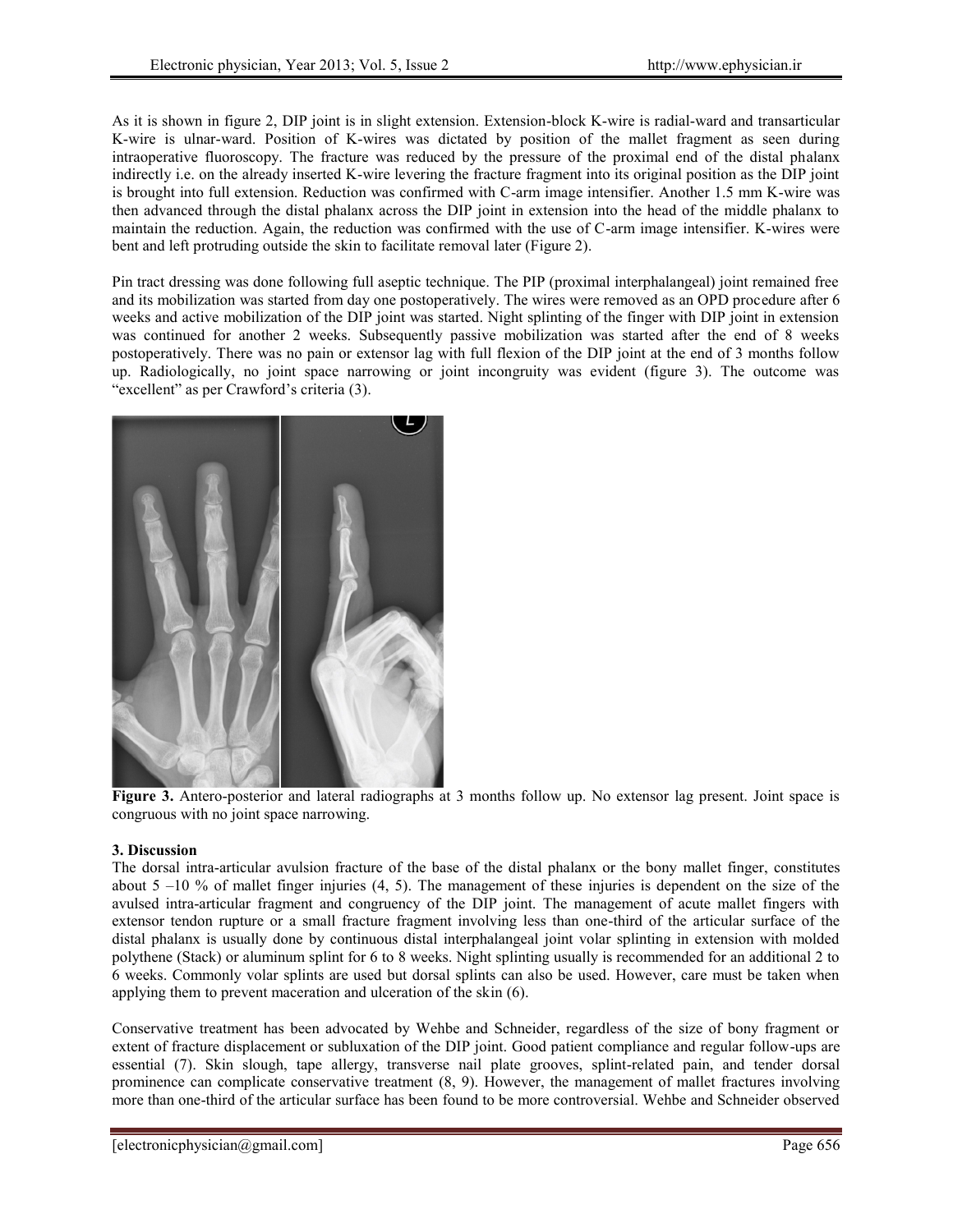As it is shown in figure 2, DIP joint is in slight extension. Extension-block K-wire is radial-ward and transarticular K-wire is ulnar-ward. Position of K-wires was dictated by position of the mallet fragment as seen during intraoperative fluoroscopy. The fracture was reduced by the pressure of the proximal end of the distal phalanx indirectly i.e. on the already inserted K-wire levering the fracture fragment into its original position as the DIP joint is brought into full extension. Reduction was confirmed with C-arm image intensifier. Another 1.5 mm K-wire was then advanced through the distal phalanx across the DIP joint in extension into the head of the middle phalanx to maintain the reduction. Again, the reduction was confirmed with the use of C-arm image intensifier. K-wires were bent and left protruding outside the skin to facilitate removal later (Figure 2).

Pin tract dressing was done following full aseptic technique. The PIP (proximal interphalangeal) joint remained free and its mobilization was started from day one postoperatively. The wires were removed as an OPD procedure after 6 weeks and active mobilization of the DIP joint was started. Night splinting of the finger with DIP joint in extension was continued for another 2 weeks. Subsequently passive mobilization was started after the end of 8 weeks postoperatively. There was no pain or extensor lag with full flexion of the DIP joint at the end of 3 months follow up. Radiologically, no joint space narrowing or joint incongruity was evident (figure 3). The outcome was "excellent" as per Crawford's criteria (3).

**Figure 3.** Antero-posterior and lateral radiographs at 3 months follow up. No extensor lag present. Joint space is congruous with no joint space narrowing.

### 3. Discussion

The dorsal intra-articular avulsion fracture of the base of the distal phalanx or the bony mallet finger, constitutes about 5 –10 % of mallet finger injuries (4, 5). The management of these injuries is dependent on the size of the avulsed intra-articular fragment and congruency of the DIP joint. The management of acute mallet fingers with extensor tendon rupture or a small fracture fragment involving less than one-third of the articular surface of the distal phalanx is usually done by continuous distal interphalangeal joint volar splinting in extension with molded polythene (Stack) or aluminum splint for 6 to 8 weeks. Night splinting usually is recommended for an additional 2 to 6 weeks. Commonly volar splints are used but dorsal splints can also be used. However, care must be taken when applying them to prevent maceration and ulceration of the skin (6).

Conservative treatment has been advocated by Wehbe and Schneider, regardless of the size of bony fragment or extent of fracture displacement or subluxation of the DIP joint. Good patient compliance and regular follow-ups are essential (7). Skin slough, tape allergy, transverse nail plate grooves, splint-related pain, and tender dorsal prominence can complicate conservative treatment (8, 9). However, the management of mallet fractures involving more than one-third of the articular surface has been found to be more controversial. Wehbe and Schneider observed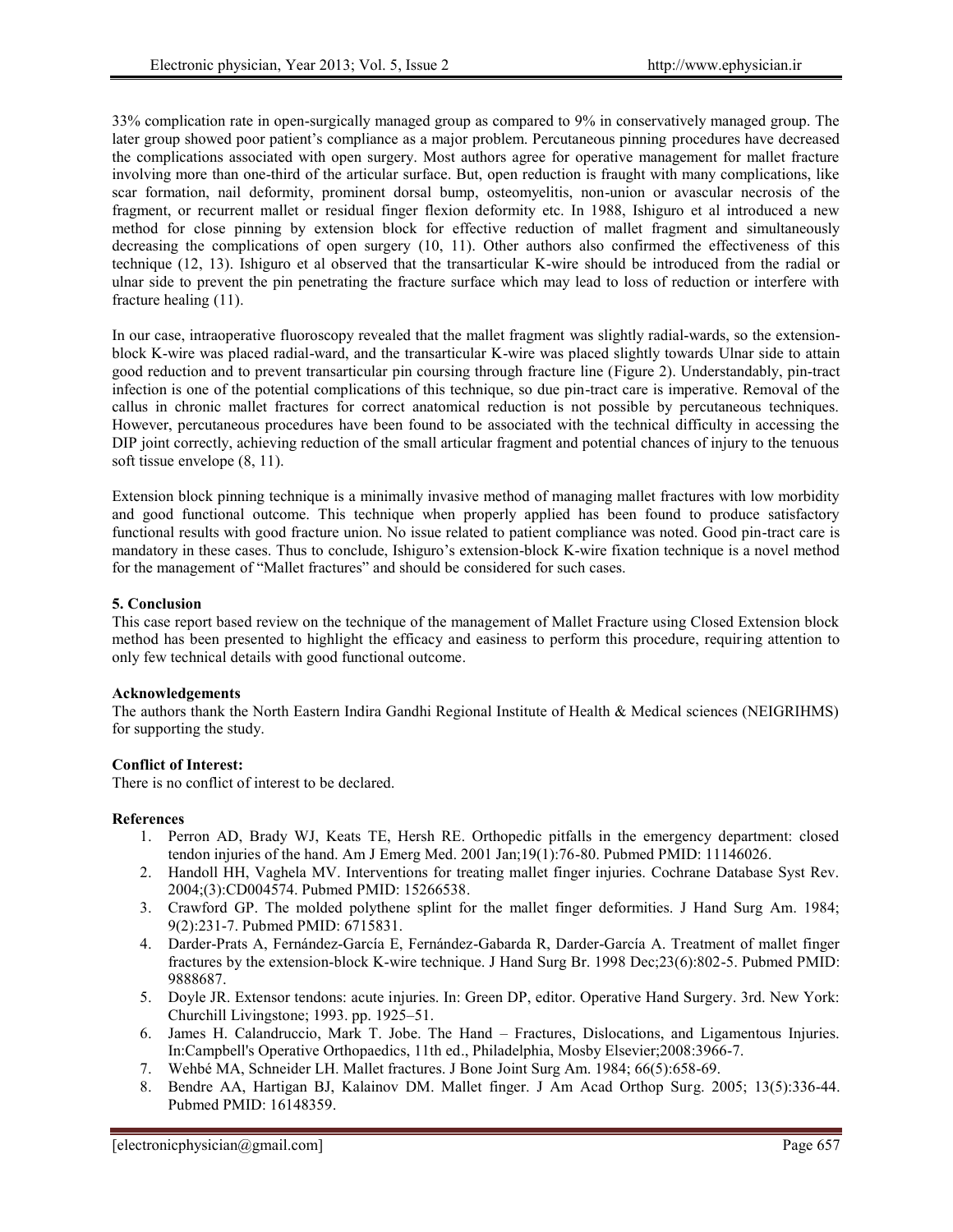33% complication rate in open-surgically managed group as compared to 9% in conservatively managed group. The later group showed poor patient's compliance as a major problem. Percutaneous pinning procedures have decreased the complications associated with open surgery. Most authors agree for operative management for mallet fracture involving more than one-third of the articular surface. But, open reduction is fraught with many complications, like scar formation, nail deformity, prominent dorsal bump, osteomyelitis, non-union or avascular necrosis of the fragment, or recurrent mallet or residual finger flexion deformity etc. In 1988, Ishiguro et al introduced a new method for close pinning by extension block for effective reduction of mallet fragment and simultaneously decreasing the complications of open surgery (10, 11). Other authors also confirmed the effectiveness of this technique (12, 13). Ishiguro et al observed that the transarticular K-wire should be introduced from the radial or ulnar side to prevent the pin penetrating the fracture surface which may lead to loss of reduction or interfere with fracture healing (11).

In our case, intraoperative fluoroscopy revealed that the mallet fragment was slightly radial-wards, so the extension-block K-wire was placed radial-ward, and the transarticular K-wire was placed slightly towards Ulnar side to attain good reduction and to prevent transarticular pin coursing through fracture line (Figure 2). Understandably, pin-tract infection is one of the potential complications of this technique, so due pin-tract care is imperative. Removal of the callus in chronic mallet fractures for correct anatomical reduction is not possible by percutaneous techniques. However, percutaneous procedures have been found to be associated with the technical difficulty in accessing the DIP joint correctly, achieving reduction of the small articular fragment and potential chances of injury to the tenuous soft tissue envelope (8, 11).

Extension block pinning technique is a minimally invasive method of managing mallet fractures with low morbidity and good functional outcome. This technique when properly applied has been found to produce satisfactory functional results with good fracture union. No issue related to patient compliance was noted. Good pin-tract care is mandatory in these cases. Thus to conclude, Ishiguro's extension-block K-wire fixation technique is a novel method for the management of "Mallet fractures" and should be considered for such cases.

## 5. Conclusion

This case report based review on the technique of the management of Mallet Fracture using Closed Extension block method has been presented to highlight the efficacy and easiness to perform this procedure, requiring attention to only few technical details with good functional outcome.

### Acknowledgements

The authors thank the North Eastern Indira Gandhi Regional Institute of Health & Medical sciences (NEIGRIHMS) for supporting the study.

### Conflict of Interest:

There is no conflict of interest to be declared.

### References

1. Perron AD, Brady WJ, Keats TE, Hersh RE. Orthopedic pitfalls in the emergency department: closed tendon injuries of the hand. Am J Emerg Med. 2001 Jan;19(1):76-80. Pubmed PMID: 11146026.
2. Handoll HH, Vaghela MV. Interventions for treating mallet finger injuries. Cochrane Database Syst Rev. 2004;(3):CD004574. Pubmed PMID: 15266538.
3. Crawford GP. The molded polythene splint for the mallet finger deformities. J Hand Surg Am. 1984; 9(2):231-7. Pubmed PMID: 6715831.
4. Darder-Prats A, Fernández-García E, Fernández-Gabarda R, Darder-García A. Treatment of mallet finger fractures by the extension-block K-wire technique. J Hand Surg Br. 1998 Dec;23(6):802-5. Pubmed PMID: 9888687.
5. Doyle JR. Extensor tendons: acute injuries. In: Green DP, editor. Operative Hand Surgery. 3rd. New York: Churchill Livingstone; 1993. pp. 1925–51.
6. James H. Calandruccio, Mark T. Jobe. The Hand – Fractures, Dislocations, and Ligamentous Injuries. In:Campbell's Operative Orthopaedics, 11th ed., Philadelphia, Mosby Elsevier;2008:3966-7.
7. Wehbé MA, Schneider LH. Mallet fractures. J Bone Joint Surg Am. 1984; 66(5):658-69.
8. Bendre AA, Hartigan BJ, Kalainov DM. Mallet finger. J Am Acad Orthop Surg. 2005; 13(5):336-44. Pubmed PMID: 16148359.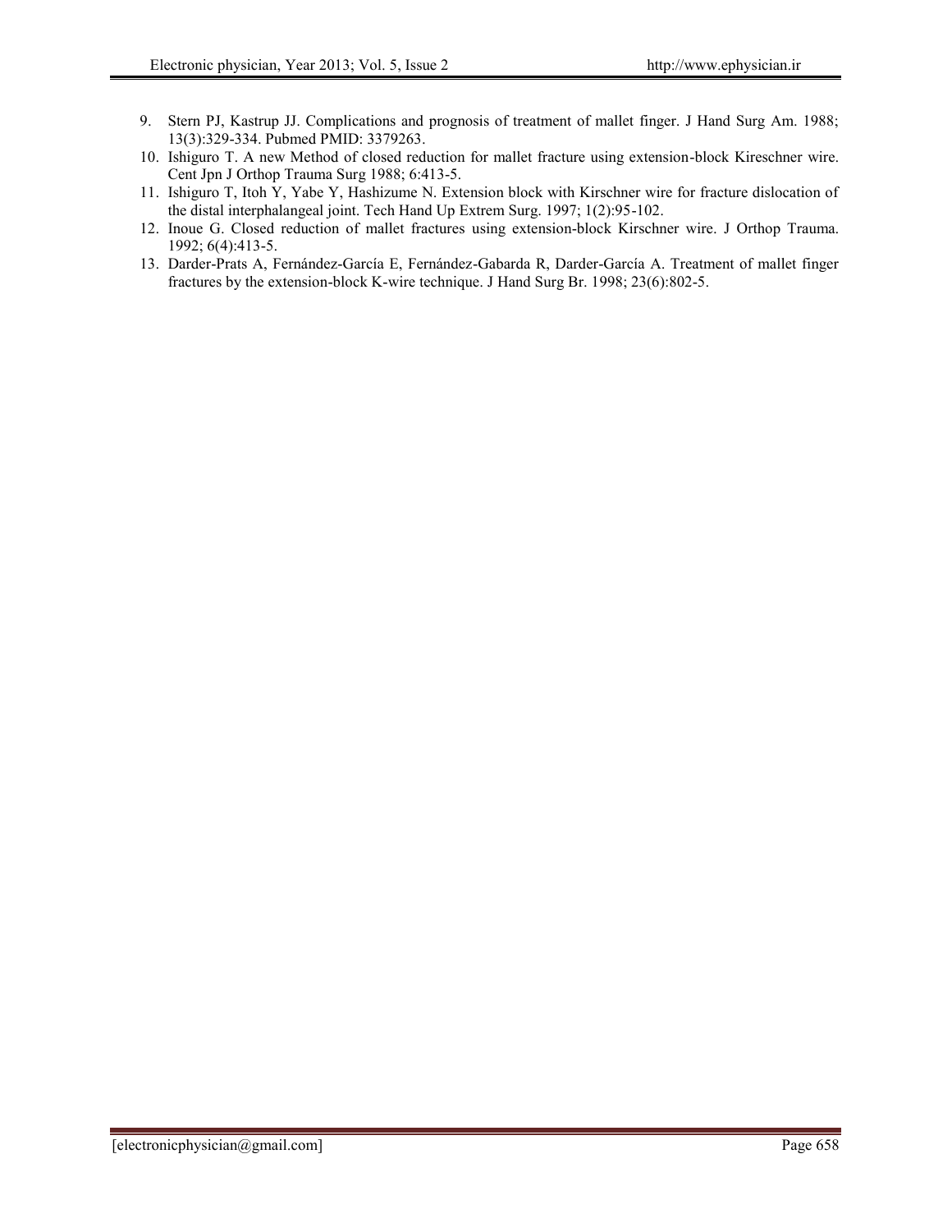9. Stern PJ, Kastrup JJ. Complications and prognosis of treatment of mallet finger. J Hand Surg Am. 1988; 13(3):329-334. Pubmed PMID: 3379263.
10. Ishiguro T. A new Method of closed reduction for mallet fracture using extension-block Kireschner wire. Cent Jpn J Orthop Trauma Surg 1988; 6:413-5.
11. Ishiguro T, Itoh Y, Yabe Y, Hashizume N. Extension block with Kirschner wire for fracture dislocation of the distal interphalangeal joint. Tech Hand Up Extrem Surg. 1997; 1(2):95-102.
12. Inoue G. Closed reduction of mallet fractures using extension-block Kirschner wire. J Orthop Trauma. 1992; 6(4):413-5.
13. Darder-Prats A, Fernández-García E, Fernández-Gabarda R, Darder-García A. Treatment of mallet finger fractures by the extension-block K-wire technique. J Hand Surg Br. 1998; 23(6):802-5.